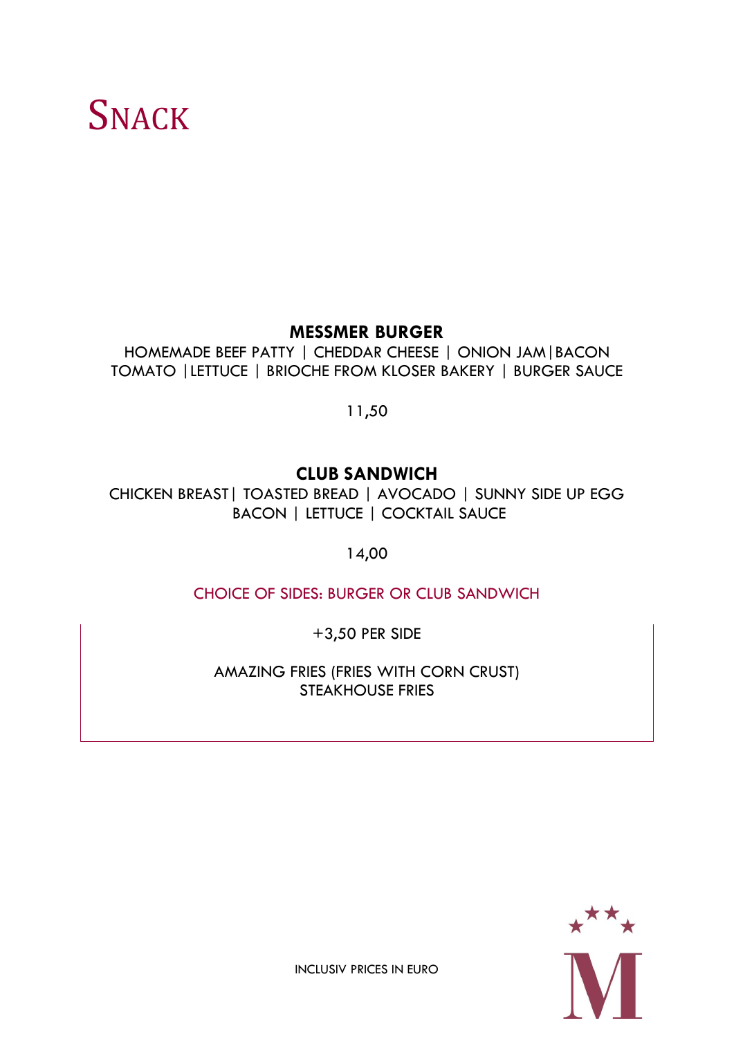# SNACK

**MESSMER BURGER**

HOMEMADE BEEF PATTY | CHEDDAR CHEESE | ONION JAM|BACON
TOMATO |LETTUCE | BRIOCHE FROM KLOSER BAKERY | BURGER SAUCE

11,50

**CLUB SANDWICH**

CHICKEN BREAST| TOASTED BREAD | AVOCADO | SUNNY SIDE UP EGG
BACON | LETTUCE | COCKTAIL SAUCE

14,00

CHOICE OF SIDES: BURGER OR CLUB SANDWICH

+3,50 PER SIDE

AMAZING FRIES (FRIES WITH CORN CRUST)
STEAKHOUSE FRIES

INCLUSIV PRICES IN EURO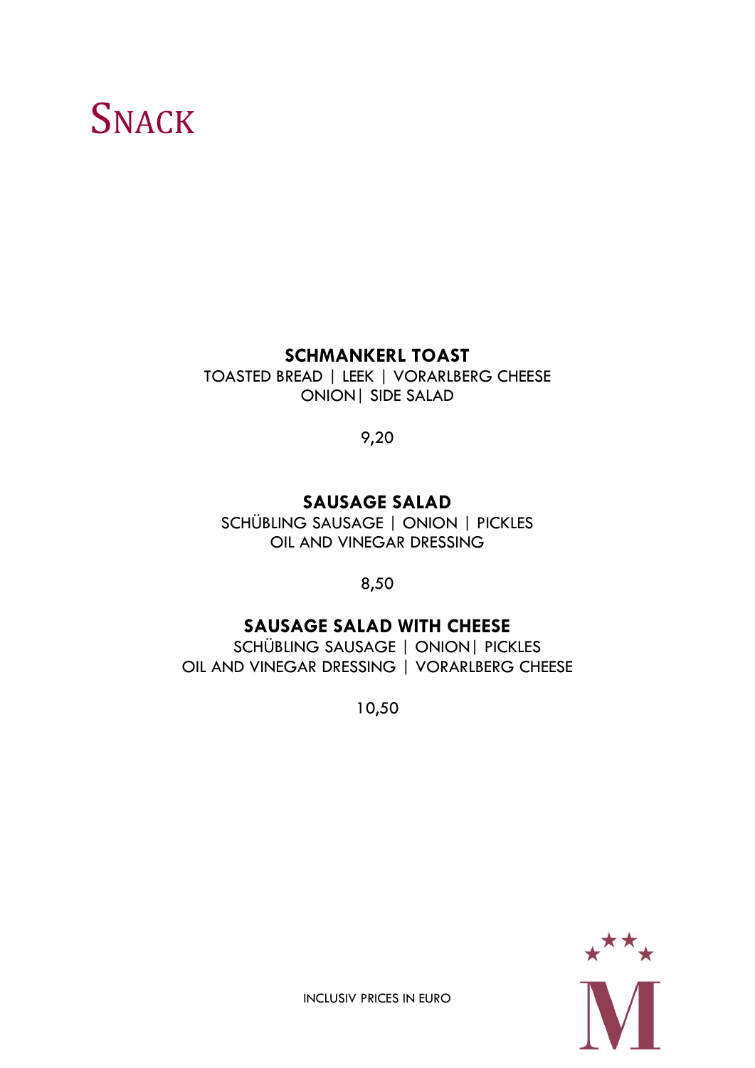# SNACK

**SCHMANKERL TOAST**

TOASTED BREAD | LEEK | VORARLBERG CHEESE
ONION| SIDE SALAD

9,20

**SAUSAGE SALAD**

SCHÜBLING SAUSAGE | ONION | PICKLES
OIL AND VINEGAR DRESSING

8,50

**SAUSAGE SALAD WITH CHEESE**

SCHÜBLING SAUSAGE | ONION| PICKLES
OIL AND VINEGAR DRESSING | VORARLBERG CHEESE

10,50

INCLUSIV PRICES IN EURO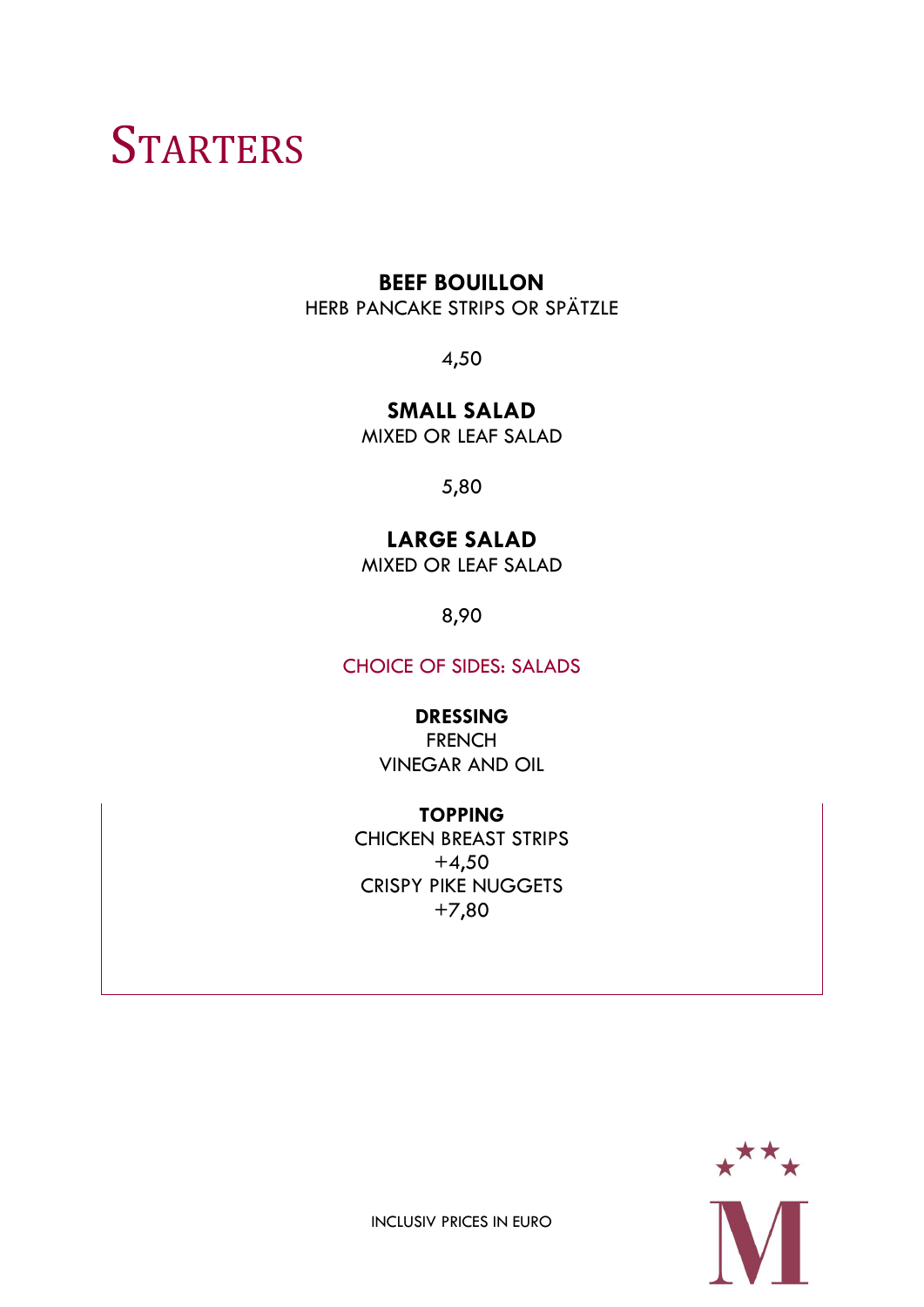# Starters

**BEEF BOUILLON**
HERB PANCAKE STRIPS OR SPÄTZLE

4,50

**SMALL SALAD**
MIXED OR LEAF SALAD

5,80

**LARGE SALAD**
MIXED OR LEAF SALAD

8,90

CHOICE OF SIDES: SALADS

**DRESSING**
FRENCH
VINEGAR AND OIL

**TOPPING**
CHICKEN BREAST STRIPS
+4,50
CRISPY PIKE NUGGETS
+7,80

INCLUSIV PRICES IN EURO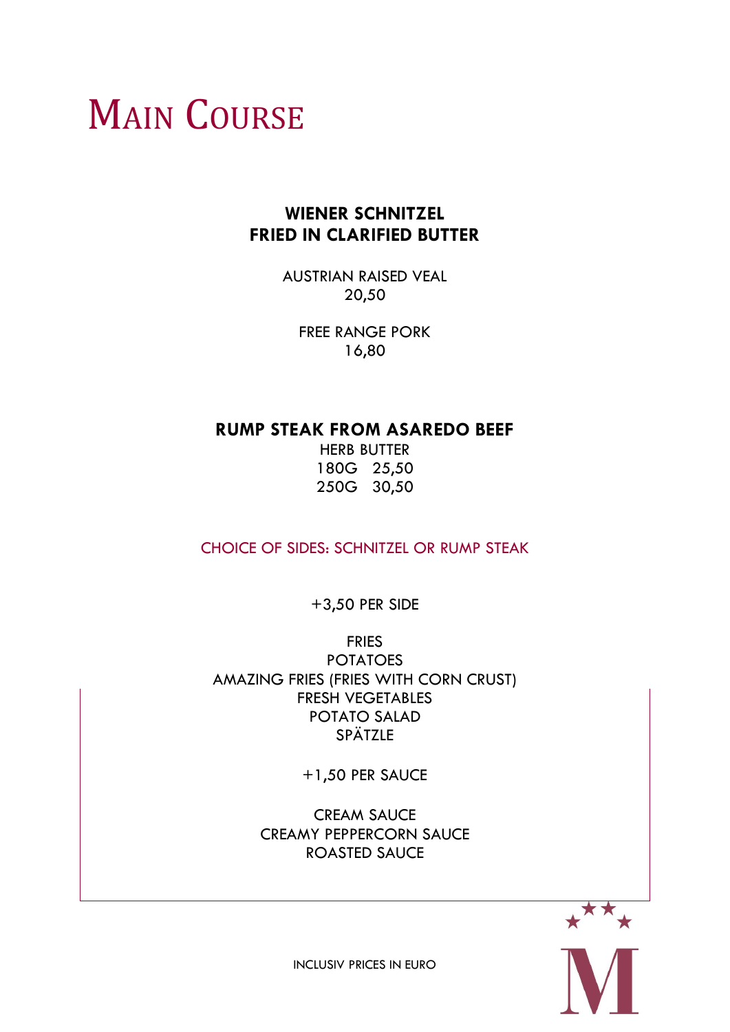# Main Course

**WIENER SCHNITZEL**
**FRIED IN CLARIFIED BUTTER**

AUSTRIAN RAISED VEAL
20,50

FREE RANGE PORK
16,80

**RUMP STEAK FROM ASAREDO BEEF**

HERB BUTTER
180G 25,50
250G 30,50

CHOICE OF SIDES: SCHNITZEL OR RUMP STEAK

+3,50 PER SIDE

FRIES
POTATOES
AMAZING FRIES (FRIES WITH CORN CRUST)
FRESH VEGETABLES
POTATO SALAD
SPÄTZLE

+1,50 PER SAUCE

CREAM SAUCE
CREAMY PEPPERCORN SAUCE
ROASTED SAUCE

INCLUSIV PRICES IN EURO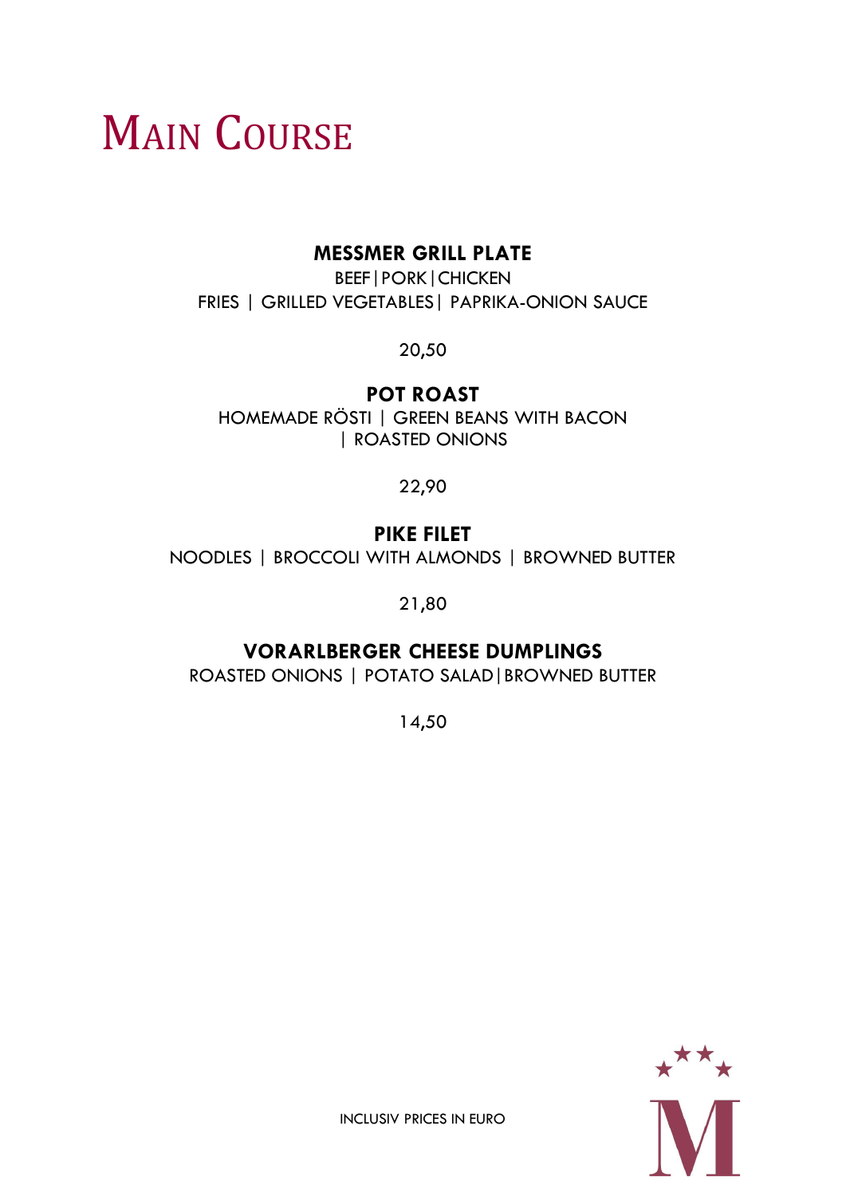# Main Course

**MESSMER GRILL PLATE**

BEEF|PORK|CHICKEN
FRIES | GRILLED VEGETABLES| PAPRIKA-ONION SAUCE

20,50

**POT ROAST**

HOMEMADE RÖSTI | GREEN BEANS WITH BACON | ROASTED ONIONS

22,90

**PIKE FILET**

NOODLES | BROCCOLI WITH ALMONDS | BROWNED BUTTER

21,80

**VORARLBERGER CHEESE DUMPLINGS**

ROASTED ONIONS | POTATO SALAD|BROWNED BUTTER

14,50

INCLUSIV PRICES IN EURO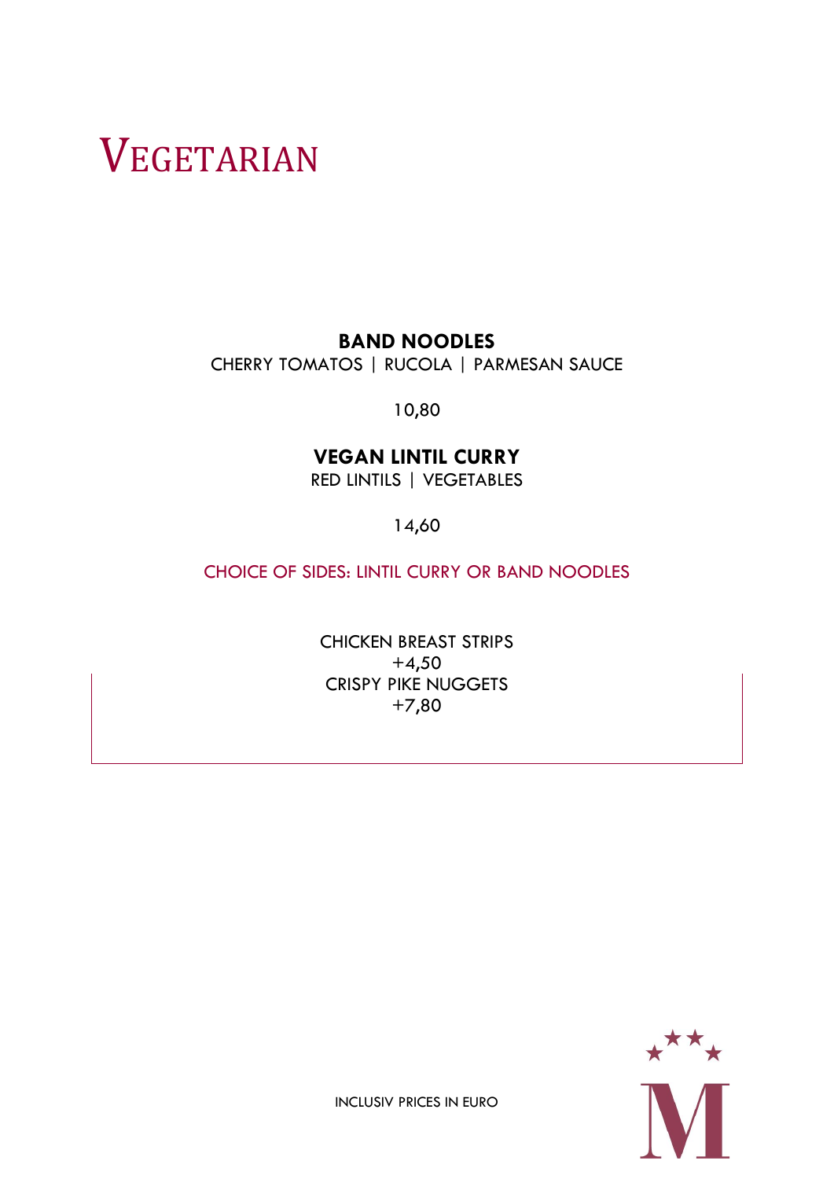# VEGETARIAN

**BAND NOODLES**

CHERRY TOMATOS | RUCOLA | PARMESAN SAUCE

10,80

**VEGAN LINTIL CURRY**

RED LINTILS | VEGETABLES

14,60

CHOICE OF SIDES: LINTIL CURRY OR BAND NOODLES

CHICKEN BREAST STRIPS
+4,50
CRISPY PIKE NUGGETS
+7,80

INCLUSIV PRICES IN EURO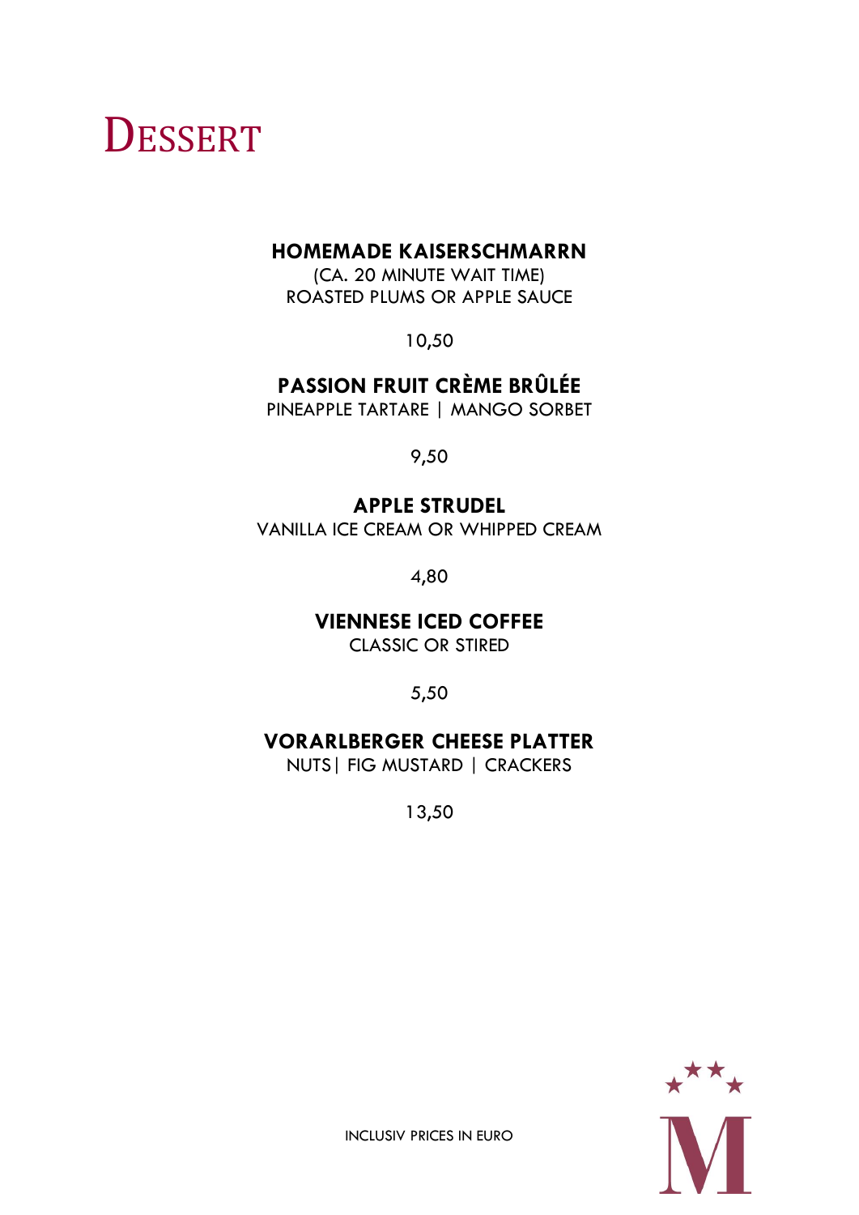# Dessert

**HOMEMADE KAISERSCHMARRN**
(CA. 20 MINUTE WAIT TIME)
ROASTED PLUMS OR APPLE SAUCE

10,50

**PASSION FRUIT CRÈME BRÛLÉE**
PINEAPPLE TARTARE | MANGO SORBET

9,50

**APPLE STRUDEL**
VANILLA ICE CREAM OR WHIPPED CREAM

4,80

**VIENNESE ICED COFFEE**
CLASSIC OR STIRED

5,50

**VORARLBERGER CHEESE PLATTER**
NUTS| FIG MUSTARD | CRACKERS

13,50

INCLUSIV PRICES IN EURO